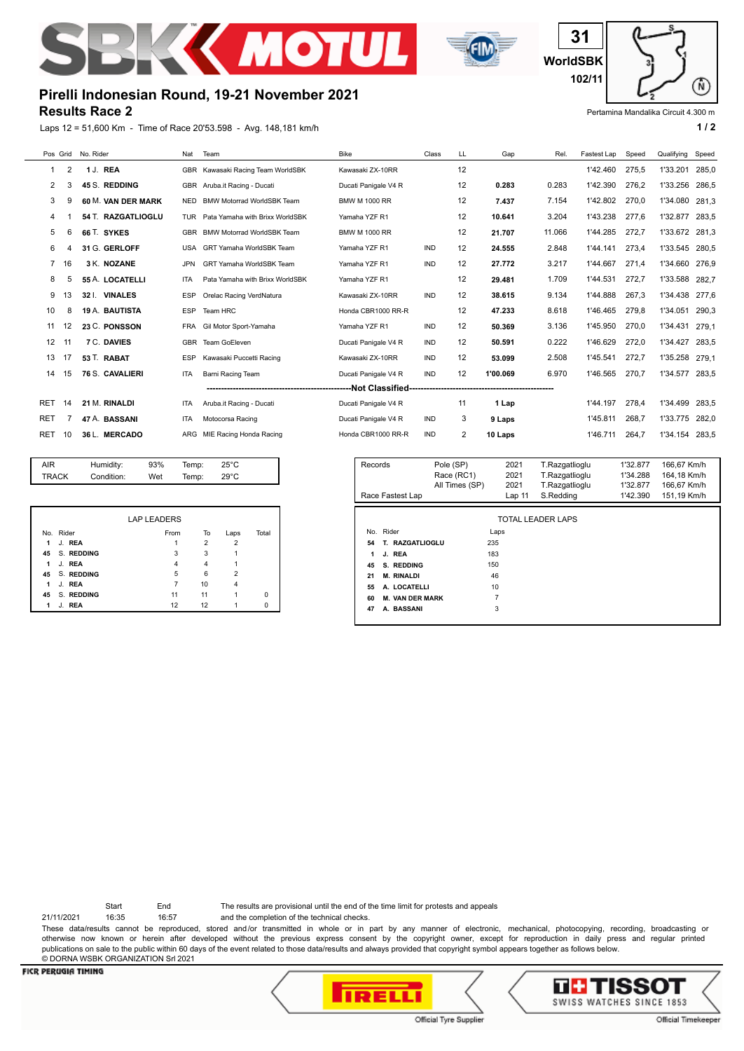31

WorldSBK

102/11

## Pirelli Indonesian Round, 19-21 November 2021

### Results Race 2

Pertamina Mandalika Circuit 4.300 m

Laps 12 = 51,600 Km - Time of Race 20'53.598 - Avg. 148,181 km/h

| Pos | Grid | No. | Rider | Nat | Team | Bike | Class | LL | Gap | Rel. | Fastest Lap | Speed | Qualifying | Speed |
|---|---|---|---|---|---|---|---|---|---|---|---|---|---|---|
| 1 | 2 | 1 | J. **REA** | GBR | Kawasaki Racing Team WorldSBK | Kawasaki ZX-10RR | | 12 | | | 1'42.460 | 275,5 | 1'33.201 | 285,0 |
| 2 | 3 | 45 | S. **REDDING** | GBR | Aruba.it Racing - Ducati | Ducati Panigale V4 R | | 12 | **0.283** | 0.283 | 1'42.390 | 276,2 | 1'33.256 | 286,5 |
| 3 | 9 | 60 | M. **VAN DER MARK** | NED | BMW Motorrad WorldSBK Team | BMW M 1000 RR | | 12 | **7.437** | 7.154 | 1'42.802 | 270,0 | 1'34.080 | 281,3 |
| 4 | 1 | 54 | T. **RAZGATLIOGLU** | TUR | Pata Yamaha with Brixx WorldSBK | Yamaha YZF R1 | | 12 | **10.641** | 3.204 | 1'43.238 | 277,6 | 1'32.877 | 283,5 |
| 5 | 6 | 66 | T. **SYKES** | GBR | BMW Motorrad WorldSBK Team | BMW M 1000 RR | | 12 | **21.707** | 11.066 | 1'44.285 | 272,7 | 1'33.672 | 281,3 |
| 6 | 4 | 31 | G. **GERLOFF** | USA | GRT Yamaha WorldSBK Team | Yamaha YZF R1 | IND | 12 | **24.555** | 2.848 | 1'44.141 | 273,4 | 1'33.545 | 280,5 |
| 7 | 16 | 3 | K. **NOZANE** | JPN | GRT Yamaha WorldSBK Team | Yamaha YZF R1 | IND | 12 | **27.772** | 3.217 | 1'44.667 | 271,4 | 1'34.660 | 276,9 |
| 8 | 5 | 55 | A. **LOCATELLI** | ITA | Pata Yamaha with Brixx WorldSBK | Yamaha YZF R1 | | 12 | **29.481** | 1.709 | 1'44.531 | 272,7 | 1'33.588 | 282,7 |
| 9 | 13 | 32 | I. **VINALES** | ESP | Orelac Racing VerdNatura | Kawasaki ZX-10RR | IND | 12 | **38.615** | 9.134 | 1'44.888 | 267,3 | 1'34.438 | 277,6 |
| 10 | 8 | 19 | A. **BAUTISTA** | ESP | Team HRC | Honda CBR1000 RR-R | | 12 | **47.233** | 8.618 | 1'46.465 | 279,8 | 1'34.051 | 290,3 |
| 11 | 12 | 23 | C. **PONSSON** | FRA | Gil Motor Sport-Yamaha | Yamaha YZF R1 | IND | 12 | **50.369** | 3.136 | 1'45.950 | 270,0 | 1'34.431 | 279,1 |
| 12 | 11 | 7 | C. **DAVIES** | GBR | Team GoEleven | Ducati Panigale V4 R | IND | 12 | **50.591** | 0.222 | 1'46.629 | 272,0 | 1'34.427 | 283,5 |
| 13 | 17 | 53 | T. **RABAT** | ESP | Kawasaki Puccetti Racing | Kawasaki ZX-10RR | IND | 12 | **53.099** | 2.508 | 1'45.541 | 272,7 | 1'35.258 | 279,1 |
| 14 | 15 | 76 | S. **CAVALIERI** | ITA | Barni Racing Team | Ducati Panigale V4 R | IND | 12 | **1'00.069** | 6.970 | 1'46.565 | 270,7 | 1'34.577 | 283,5 |
| | | | | | | **Not Classified** | | | | | | | | |
| RET | 14 | 21 | M. **RINALDI** | ITA | Aruba.it Racing - Ducati | Ducati Panigale V4 R | | 11 | **1 Lap** | | 1'44.197 | 278,4 | 1'34.499 | 283,5 |
| RET | 7 | 47 | A. **BASSANI** | ITA | Motocorsa Racing | Ducati Panigale V4 R | IND | 3 | **9 Laps** | | 1'45.811 | 268,7 | 1'33.775 | 282,0 |
| RET | 10 | 36 | L. **MERCADO** | ARG | MIE Racing Honda Racing | Honda CBR1000 RR-R | IND | 2 | **10 Laps** | | 1'46.711 | 264,7 | 1'34.154 | 283,5 |

| | | | | |
|---|---|---|---|---|
| AIR | Humidity: | 93% | Temp: | 25°C |
| TRACK | Condition: | Wet | Temp: | 29°C |

| Records | | | | | |
|---|---|---|---|---|---|
| | Pole (SP) | 2021 | T.Razgatlioglu | 1'32.877 | 166,67 Km/h |
| | Race (RC1) | 2021 | T.Razgatlioglu | 1'34.288 | 164,18 Km/h |
| | All Times (SP) | 2021 | T.Razgatlioglu | 1'32.877 | 166,67 Km/h |
| Race Fastest Lap | | Lap 11 | S.Redding | 1'42.390 | 151,19 Km/h |

**LAP LEADERS**

| No. | Rider | From | To | Laps | Total |
|---|---|---|---|---|---|
| 1 | J. **REA** | 1 | 2 | 2 | |
| 45 | S. **REDDING** | 3 | 3 | 1 | |
| 1 | J. **REA** | 4 | 4 | 1 | |
| 45 | S. **REDDING** | 5 | 6 | 2 | |
| 1 | J. **REA** | 7 | 10 | 4 | |
| 45 | S. **REDDING** | 11 | 11 | 1 | 0 |
| 1 | J. **REA** | 12 | 12 | 1 | 0 |

**TOTAL LEADER LAPS**

| No. | Rider | Laps |
|---|---|---|
| 54 | **T. RAZGATLIOGLU** | 235 |
| 1 | **J. REA** | 183 |
| 45 | **S. REDDING** | 150 |
| 21 | **M. RINALDI** | 46 |
| 55 | **A. LOCATELLI** | 10 |
| 60 | **M. VAN DER MARK** | 7 |
| 47 | **A. BASSANI** | 3 |

| | Start | End |
|---|---|---|
| 21/11/2021 | 16:35 | 16:57 |

The results are provisional until the end of the time limit for protests and appeals and the completion of the technical checks.

These data/results cannot be reproduced, stored and/or transmitted in whole or in part by any manner of electronic, mechanical, photocopying, recording, broadcasting or otherwise now known or herein after developed without the previous express consent by the copyright owner, except for reproduction in daily press and regular printed publications on sale to the public within 60 days of the event related to those data/results and always provided that copyright symbol appears together as follows below.

© DORNA WSBK ORGANIZATION Srl 2021

FICR PERUGIA TIMING

Official Tyre Supplier

SWISS WATCHES SINCE 1853

Official Timekeeper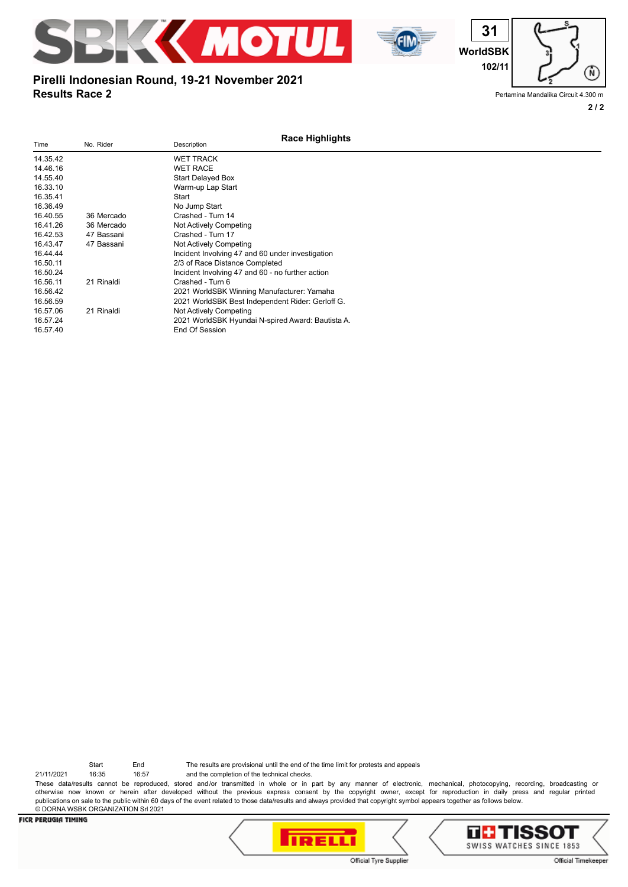## Pirelli Indonesian Round, 19-21 November 2021
### Results Race 2

Pertamina Mandalika Circuit 4.300 m

### Race Highlights

| Time | No. Rider | Description |
|---|---|---|
| 14.35.42 | | WET TRACK |
| 14.46.16 | | WET RACE |
| 14.55.40 | | Start Delayed Box |
| 16.33.10 | | Warm-up Lap Start |
| 16.35.41 | | Start |
| 16.36.49 | | No Jump Start |
| 16.40.55 | 36 Mercado | Crashed - Turn 14 |
| 16.41.26 | 36 Mercado | Not Actively Competing |
| 16.42.53 | 47 Bassani | Crashed - Turn 17 |
| 16.43.47 | 47 Bassani | Not Actively Competing |
| 16.44.44 | | Incident Involving 47 and 60 under investigation |
| 16.50.11 | | 2/3 of Race Distance Completed |
| 16.50.24 | | Incident Involving 47 and 60 - no further action |
| 16.56.11 | 21 Rinaldi | Crashed - Turn 6 |
| 16.56.42 | | 2021 WorldSBK Winning Manufacturer: Yamaha |
| 16.56.59 | | 2021 WorldSBK Best Independent Rider: Gerloff G. |
| 16.57.06 | 21 Rinaldi | Not Actively Competing |
| 16.57.24 | | 2021 WorldSBK Hyundai N-spired Award: Bautista A. |
| 16.57.40 | | End Of Session |

| | Start | End |
|---|---|---|
| 21/11/2021 | 16:35 | 16:57 |

The results are provisional until the end of the time limit for protests and appeals and the completion of the technical checks.

These data/results cannot be reproduced, stored and/or transmitted in whole or in part by any manner of electronic, mechanical, photocopying, recording, broadcasting or otherwise now known or herein after developed without the previous express consent by the copyright owner, except for reproduction in daily press and regular printed publications on sale to the public within 60 days of the event related to those data/results and always provided that copyright symbol appears together as follows below.
© DORNA WSBK ORGANIZATION Srl 2021

Official Tyre Supplier

Official Timekeeper